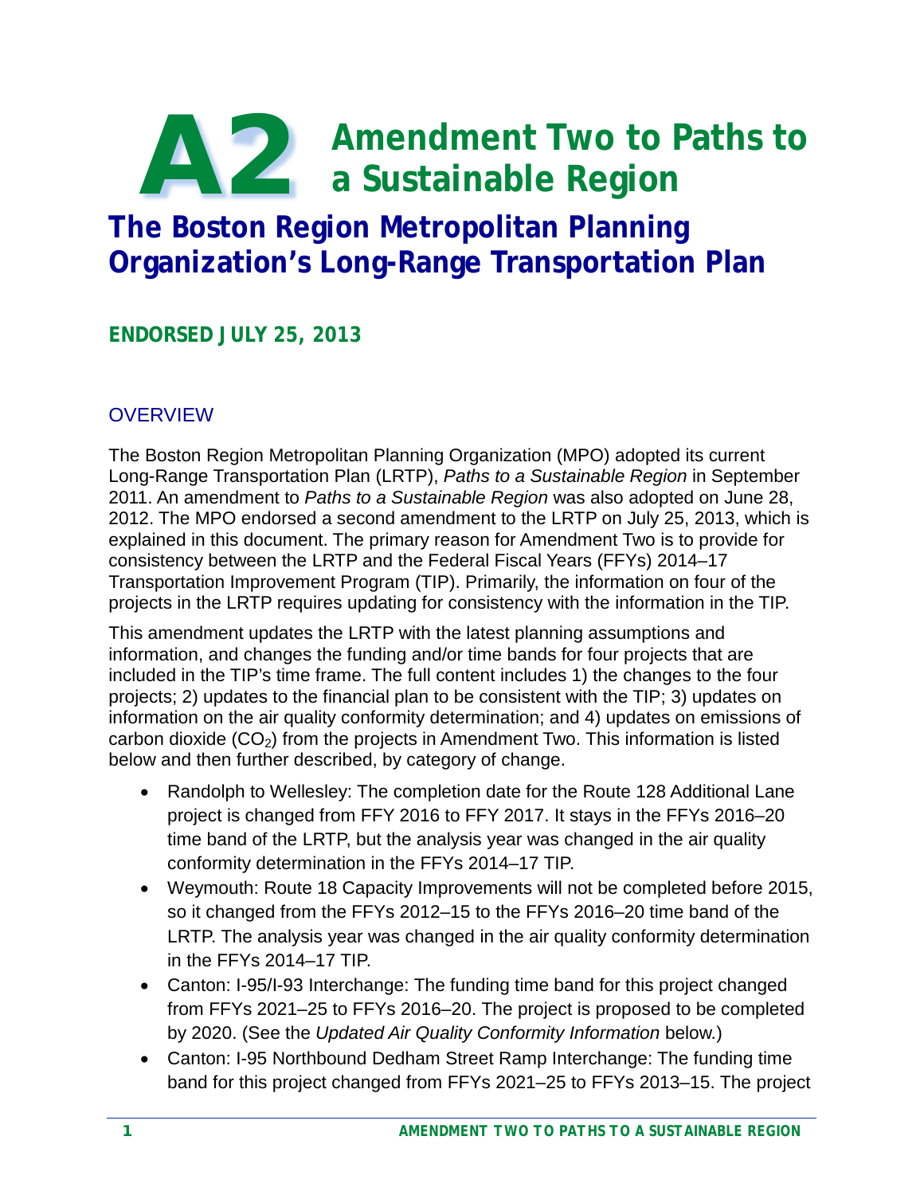# A2 Amendment Two to Paths to a Sustainable Region

## The Boston Region Metropolitan Planning Organization's Long-Range Transportation Plan

**ENDORSED JULY 25, 2013**

### OVERVIEW

The Boston Region Metropolitan Planning Organization (MPO) adopted its current Long-Range Transportation Plan (LRTP), *Paths to a Sustainable Region* in September 2011. An amendment to *Paths to a Sustainable Region* was also adopted on June 28, 2012. The MPO endorsed a second amendment to the LRTP on July 25, 2013, which is explained in this document. The primary reason for Amendment Two is to provide for consistency between the LRTP and the Federal Fiscal Years (FFYs) 2014–17 Transportation Improvement Program (TIP). Primarily, the information on four of the projects in the LRTP requires updating for consistency with the information in the TIP.

This amendment updates the LRTP with the latest planning assumptions and information, and changes the funding and/or time bands for four projects that are included in the TIP's time frame. The full content includes 1) the changes to the four projects; 2) updates to the financial plan to be consistent with the TIP; 3) updates on information on the air quality conformity determination; and 4) updates on emissions of carbon dioxide ($CO_2$) from the projects in Amendment Two. This information is listed below and then further described, by category of change.

- Randolph to Wellesley: The completion date for the Route 128 Additional Lane project is changed from FFY 2016 to FFY 2017. It stays in the FFYs 2016–20 time band of the LRTP, but the analysis year was changed in the air quality conformity determination in the FFYs 2014–17 TIP.
- Weymouth: Route 18 Capacity Improvements will not be completed before 2015, so it changed from the FFYs 2012–15 to the FFYs 2016–20 time band of the LRTP. The analysis year was changed in the air quality conformity determination in the FFYs 2014–17 TIP.
- Canton: I-95/I-93 Interchange: The funding time band for this project changed from FFYs 2021–25 to FFYs 2016–20. The project is proposed to be completed by 2020. (See the *Updated Air Quality Conformity Information* below.)
- Canton: I-95 Northbound Dedham Street Ramp Interchange: The funding time band for this project changed from FFYs 2021–25 to FFYs 2013–15. The project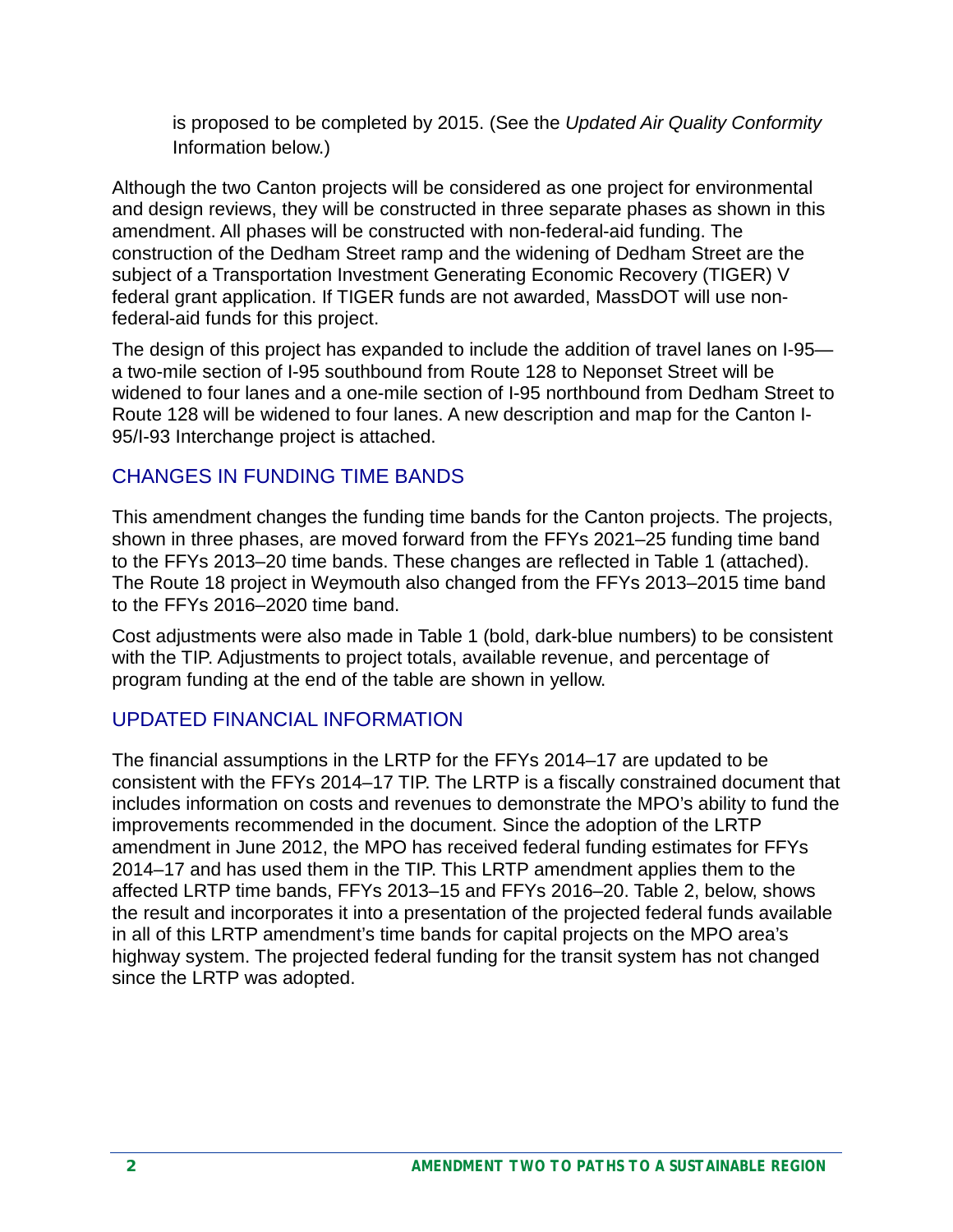is proposed to be completed by 2015. (See the *Updated Air Quality Conformity* Information below.)

Although the two Canton projects will be considered as one project for environmental and design reviews, they will be constructed in three separate phases as shown in this amendment. All phases will be constructed with non-federal-aid funding. The construction of the Dedham Street ramp and the widening of Dedham Street are the subject of a Transportation Investment Generating Economic Recovery (TIGER) V federal grant application. If TIGER funds are not awarded, MassDOT will use non-federal-aid funds for this project.

The design of this project has expanded to include the addition of travel lanes on I-95—a two-mile section of I-95 southbound from Route 128 to Neponset Street will be widened to four lanes and a one-mile section of I-95 northbound from Dedham Street to Route 128 will be widened to four lanes. A new description and map for the Canton I-95/I-93 Interchange project is attached.

## CHANGES IN FUNDING TIME BANDS

This amendment changes the funding time bands for the Canton projects. The projects, shown in three phases, are moved forward from the FFYs 2021–25 funding time band to the FFYs 2013–20 time bands. These changes are reflected in Table 1 (attached). The Route 18 project in Weymouth also changed from the FFYs 2013–2015 time band to the FFYs 2016–2020 time band.

Cost adjustments were also made in Table 1 (bold, dark-blue numbers) to be consistent with the TIP. Adjustments to project totals, available revenue, and percentage of program funding at the end of the table are shown in yellow.

## UPDATED FINANCIAL INFORMATION

The financial assumptions in the LRTP for the FFYs 2014–17 are updated to be consistent with the FFYs 2014–17 TIP. The LRTP is a fiscally constrained document that includes information on costs and revenues to demonstrate the MPO's ability to fund the improvements recommended in the document. Since the adoption of the LRTP amendment in June 2012, the MPO has received federal funding estimates for FFYs 2014–17 and has used them in the TIP. This LRTP amendment applies them to the affected LRTP time bands, FFYs 2013–15 and FFYs 2016–20. Table 2, below, shows the result and incorporates it into a presentation of the projected federal funds available in all of this LRTP amendment's time bands for capital projects on the MPO area's highway system. The projected federal funding for the transit system has not changed since the LRTP was adopted.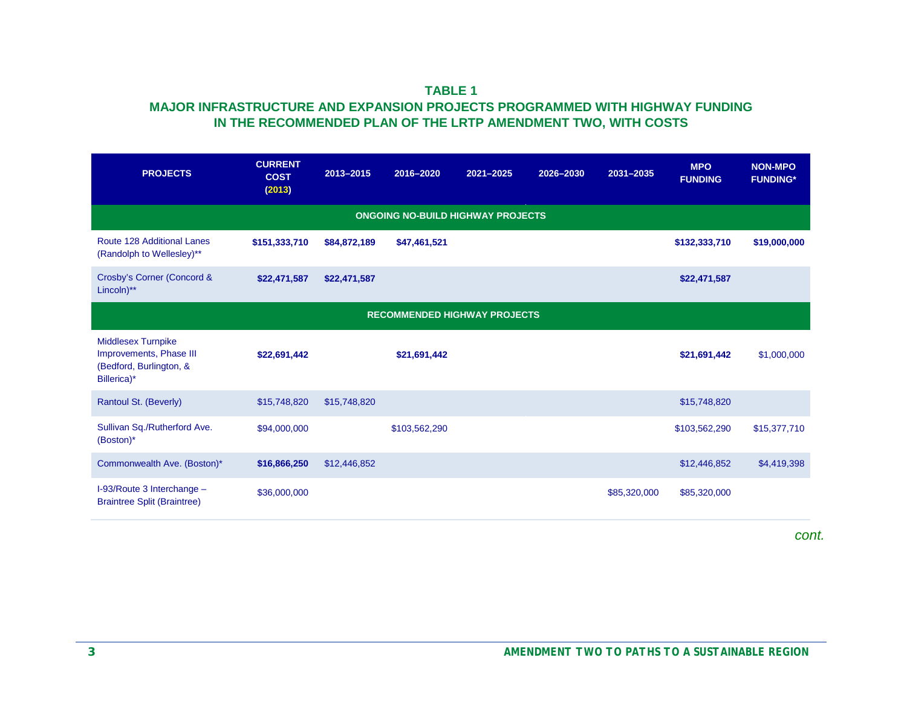**TABLE 1**

**MAJOR INFRASTRUCTURE AND EXPANSION PROJECTS PROGRAMMED WITH HIGHWAY FUNDING IN THE RECOMMENDED PLAN OF THE LRTP AMENDMENT TWO, WITH COSTS**

| PROJECTS | CURRENT COST (2013) | 2013–2015 | 2016–2020 | 2021–2025 | 2026–2030 | 2031–2035 | MPO FUNDING | NON-MPO FUNDING* |
|---|---|---|---|---|---|---|---|---|
| **ONGOING NO-BUILD HIGHWAY PROJECTS** | | | | | | | | |
| Route 128 Additional Lanes (Randolph to Wellesley)** | **$151,333,710** | **$84,872,189** | **$47,461,521** | | | | **$132,333,710** | **$19,000,000** |
| Crosby's Corner (Concord & Lincoln)** | **$22,471,587** | **$22,471,587** | | | | | **$22,471,587** | |
| **RECOMMENDED HIGHWAY PROJECTS** | | | | | | | | |
| Middlesex Turnpike Improvements, Phase III (Bedford, Burlington, & Billerica)* | **$22,691,442** | | **$21,691,442** | | | | **$21,691,442** | $1,000,000 |
| Rantoul St. (Beverly) | $15,748,820 | $15,748,820 | | | | | $15,748,820 | |
| Sullivan Sq./Rutherford Ave. (Boston)* | $94,000,000 | | $103,562,290 | | | | $103,562,290 | $15,377,710 |
| Commonwealth Ave. (Boston)* | **$16,866,250** | $12,446,852 | | | | | $12,446,852 | $4,419,398 |
| I-93/Route 3 Interchange – Braintree Split (Braintree) | $36,000,000 | | | | | $85,320,000 | $85,320,000 | |

*cont.*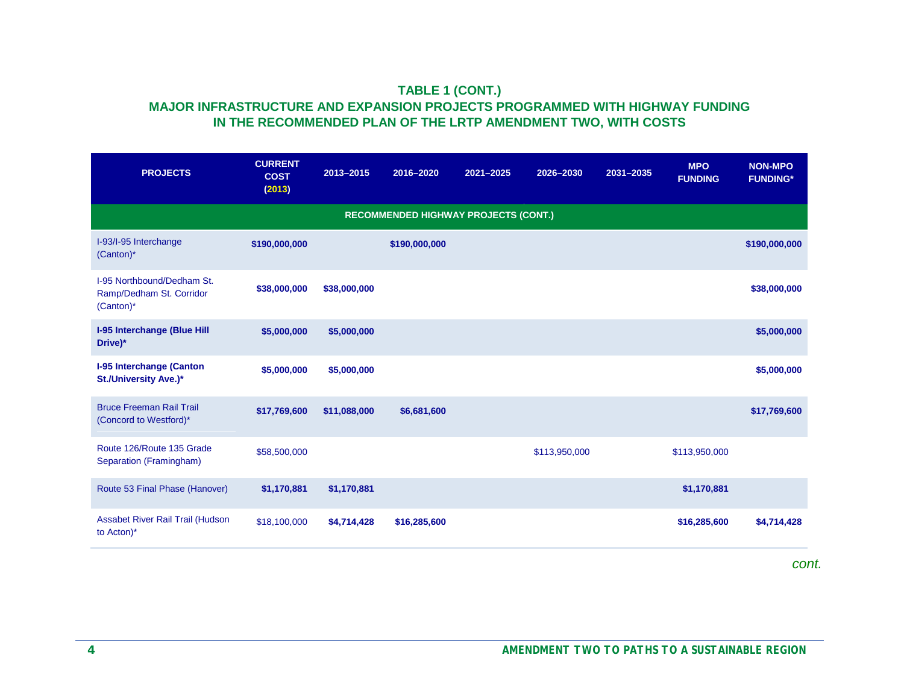## TABLE 1 (CONT.)
## MAJOR INFRASTRUCTURE AND EXPANSION PROJECTS PROGRAMMED WITH HIGHWAY FUNDING IN THE RECOMMENDED PLAN OF THE LRTP AMENDMENT TWO, WITH COSTS

| PROJECTS | CURRENT COST (2013) | 2013–2015 | 2016–2020 | 2021–2025 | 2026–2030 | 2031–2035 | MPO FUNDING | NON-MPO FUNDING* |
|---|---|---|---|---|---|---|---|---|
| **RECOMMENDED HIGHWAY PROJECTS (CONT.)** | | | | | | | | |
| I-93/I-95 Interchange (Canton)* | **$190,000,000** | | **$190,000,000** | | | | | **$190,000,000** |
| I-95 Northbound/Dedham St. Ramp/Dedham St. Corridor (Canton)* | **$38,000,000** | **$38,000,000** | | | | | | **$38,000,000** |
| **I-95 Interchange (Blue Hill Drive)*** | **$5,000,000** | **$5,000,000** | | | | | | **$5,000,000** |
| **I-95 Interchange (Canton St./University Ave.)*** | **$5,000,000** | **$5,000,000** | | | | | | **$5,000,000** |
| Bruce Freeman Rail Trail (Concord to Westford)* | **$17,769,600** | **$11,088,000** | **$6,681,600** | | | | | **$17,769,600** |
| Route 126/Route 135 Grade Separation (Framingham) | $58,500,000 | | | | $113,950,000 | | $113,950,000 | |
| Route 53 Final Phase (Hanover) | **$1,170,881** | **$1,170,881** | | | | | **$1,170,881** | |
| Assabet River Rail Trail (Hudson to Acton)* | $18,100,000 | **$4,714,428** | **$16,285,600** | | | | **$16,285,600** | **$4,714,428** |

*cont.*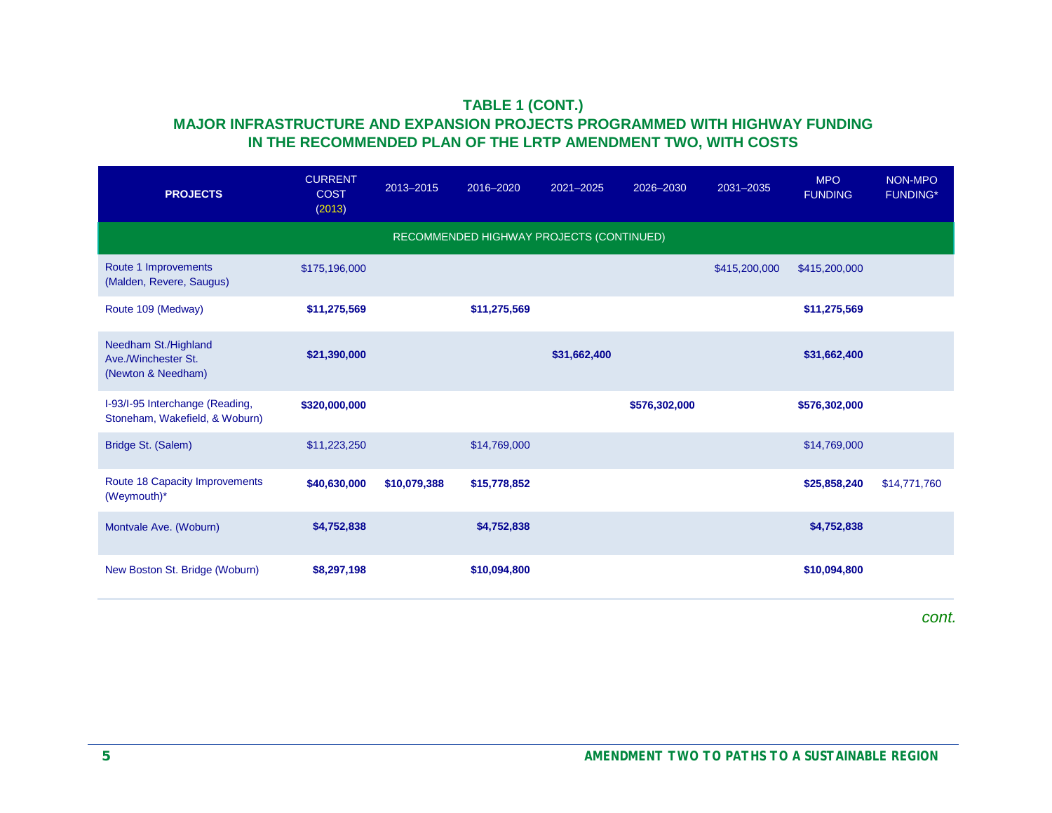### TABLE 1 (CONT.)
### MAJOR INFRASTRUCTURE AND EXPANSION PROJECTS PROGRAMMED WITH HIGHWAY FUNDING IN THE RECOMMENDED PLAN OF THE LRTP AMENDMENT TWO, WITH COSTS

| PROJECTS | CURRENT COST (2013) | 2013–2015 | 2016–2020 | 2021–2025 | 2026–2030 | 2031–2035 | MPO FUNDING | NON-MPO FUNDING* |
|---|---|---|---|---|---|---|---|---|
| RECOMMENDED HIGHWAY PROJECTS (CONTINUED) | | | | | | | | |
| Route 1 Improvements (Malden, Revere, Saugus) | $175,196,000 | | | | | $415,200,000 | $415,200,000 | |
| Route 109 (Medway) | **$11,275,569** | | **$11,275,569** | | | | **$11,275,569** | |
| Needham St./Highland Ave./Winchester St. (Newton & Needham) | **$21,390,000** | | | **$31,662,400** | | | **$31,662,400** | |
| I-93/I-95 Interchange (Reading, Stoneham, Wakefield, & Woburn) | **$320,000,000** | | | | **$576,302,000** | | **$576,302,000** | |
| Bridge St. (Salem) | $11,223,250 | | $14,769,000 | | | | $14,769,000 | |
| Route 18 Capacity Improvements (Weymouth)* | **$40,630,000** | **$10,079,388** | **$15,778,852** | | | | **$25,858,240** | $14,771,760 |
| Montvale Ave. (Woburn) | **$4,752,838** | | **$4,752,838** | | | | **$4,752,838** | |
| New Boston St. Bridge (Woburn) | **$8,297,198** | | **$10,094,800** | | | | **$10,094,800** | |

*cont.*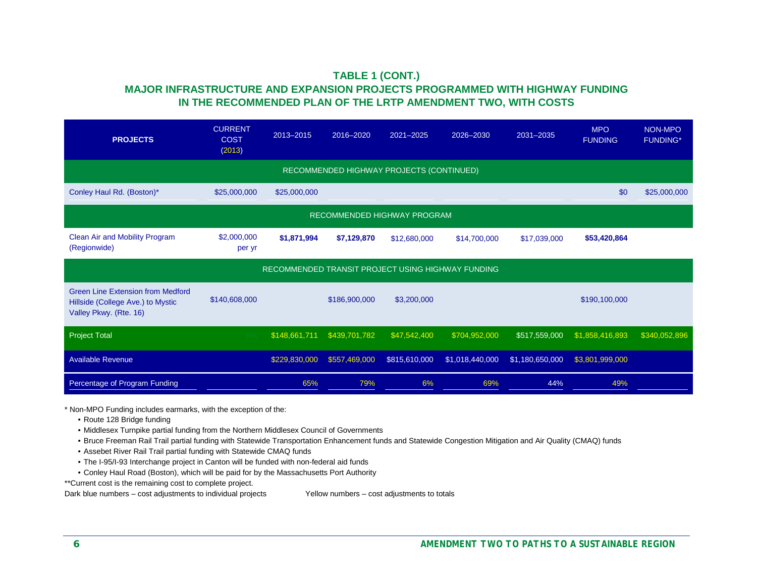### TABLE 1 (CONT.)
### MAJOR INFRASTRUCTURE AND EXPANSION PROJECTS PROGRAMMED WITH HIGHWAY FUNDING IN THE RECOMMENDED PLAN OF THE LRTP AMENDMENT TWO, WITH COSTS

| PROJECTS | CURRENT COST (2013) | 2013–2015 | 2016–2020 | 2021–2025 | 2026–2030 | 2031–2035 | MPO FUNDING | NON-MPO FUNDING* |
|---|---|---|---|---|---|---|---|---|
| RECOMMENDED HIGHWAY PROJECTS (CONTINUED) | | | | | | | | |
| Conley Haul Rd. (Boston)* | $25,000,000 | $25,000,000 | | | | | $0 | $25,000,000 |
| RECOMMENDED HIGHWAY PROGRAM | | | | | | | | |
| Clean Air and Mobility Program (Regionwide) | $2,000,000 per yr | **$1,871,994** | **$7,129,870** | $12,680,000 | $14,700,000 | $17,039,000 | **$53,420,864** | |
| RECOMMENDED TRANSIT PROJECT USING HIGHWAY FUNDING | | | | | | | | |
| Green Line Extension from Medford Hillside (College Ave.) to Mystic Valley Pkwy. (Rte. 16) | $140,608,000 | | $186,900,000 | $3,200,000 | | | $190,100,000 | |
| Project Total | n/a | $148,661,711 | $439,701,782 | $47,542,400 | $704,952,000 | $517,559,000 | $1,858,416,893 | $340,052,896 |
| Available Revenue | | $229,830,000 | $557,469,000 | $815,610,000 | $1,018,440,000 | $1,180,650,000 | $3,801,999,000 | |
| Percentage of Program Funding | | 65% | 79% | 6% | 69% | 44% | 49% | |

\* Non-MPO Funding includes earmarks, with the exception of the:

- Route 128 Bridge funding
- Middlesex Turnpike partial funding from the Northern Middlesex Council of Governments
- Bruce Freeman Rail Trail partial funding with Statewide Transportation Enhancement funds and Statewide Congestion Mitigation and Air Quality (CMAQ) funds
- Assebet River Rail Trail partial funding with Statewide CMAQ funds
- The I-95/I-93 Interchange project in Canton will be funded with non-federal aid funds
- Conley Haul Road (Boston), which will be paid for by the Massachusetts Port Authority

\*\*Current cost is the remaining cost to complete project.

Dark blue numbers – cost adjustments to individual projects    Yellow numbers – cost adjustments to totals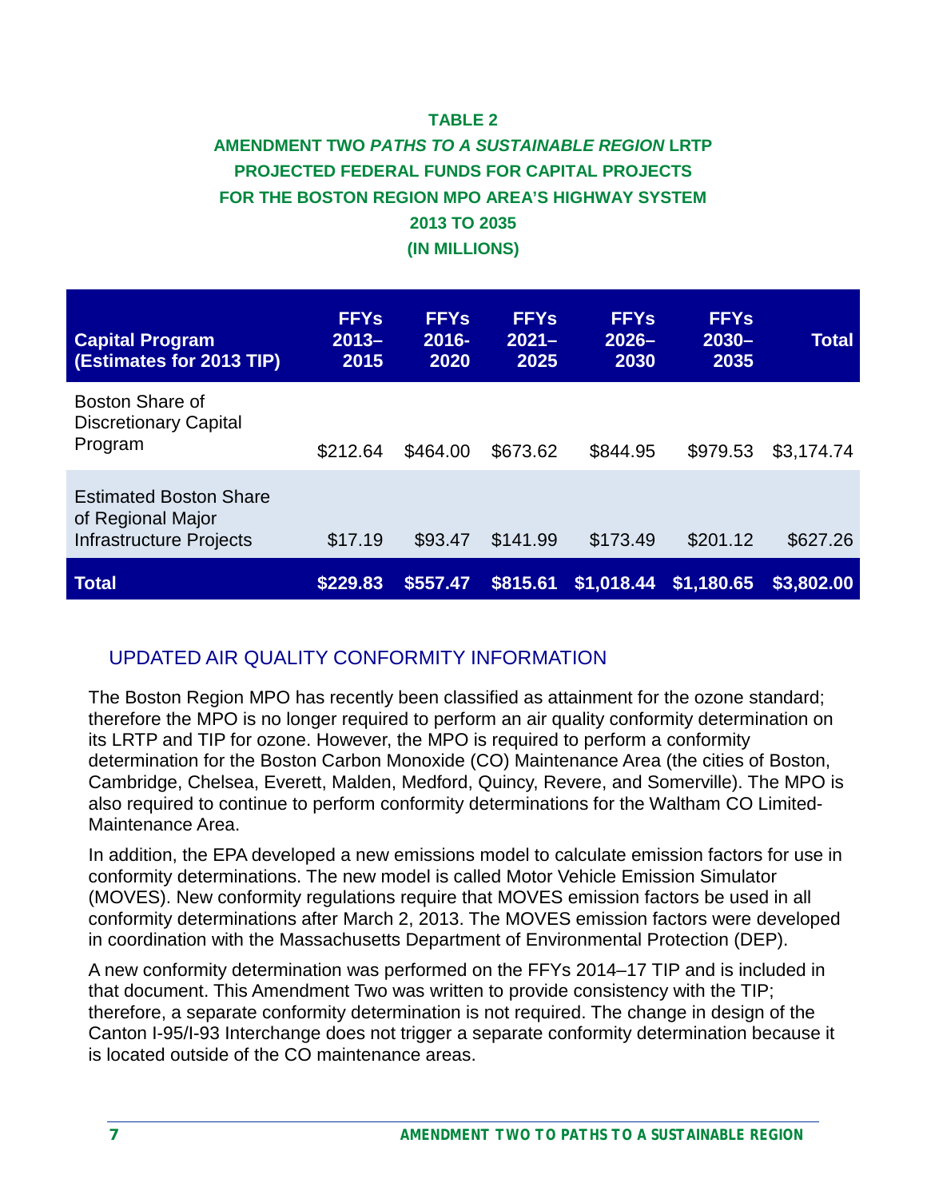**TABLE 2**

**AMENDMENT TWO *PATHS TO A SUSTAINABLE REGION* LRTP**
**PROJECTED FEDERAL FUNDS FOR CAPITAL PROJECTS**
**FOR THE BOSTON REGION MPO AREA'S HIGHWAY SYSTEM**
**2013 TO 2035**
**(IN MILLIONS)**

| Capital Program (Estimates for 2013 TIP) | FFYs 2013–2015 | FFYs 2016-2020 | FFYs 2021–2025 | FFYs 2026–2030 | FFYs 2030–2035 | Total |
|---|---|---|---|---|---|---|
| Boston Share of Discretionary Capital Program | $212.64 | $464.00 | $673.62 | $844.95 | $979.53 | $3,174.74 |
| Estimated Boston Share of Regional Major Infrastructure Projects | $17.19 | $93.47 | $141.99 | $173.49 | $201.12 | $627.26 |
| **Total** | **$229.83** | **$557.47** | **$815.61** | **$1,018.44** | **$1,180.65** | **$3,802.00** |

## UPDATED AIR QUALITY CONFORMITY INFORMATION

The Boston Region MPO has recently been classified as attainment for the ozone standard; therefore the MPO is no longer required to perform an air quality conformity determination on its LRTP and TIP for ozone. However, the MPO is required to perform a conformity determination for the Boston Carbon Monoxide (CO) Maintenance Area (the cities of Boston, Cambridge, Chelsea, Everett, Malden, Medford, Quincy, Revere, and Somerville). The MPO is also required to continue to perform conformity determinations for the Waltham CO Limited-Maintenance Area.

In addition, the EPA developed a new emissions model to calculate emission factors for use in conformity determinations. The new model is called Motor Vehicle Emission Simulator (MOVES). New conformity regulations require that MOVES emission factors be used in all conformity determinations after March 2, 2013. The MOVES emission factors were developed in coordination with the Massachusetts Department of Environmental Protection (DEP).

A new conformity determination was performed on the FFYs 2014–17 TIP and is included in that document. This Amendment Two was written to provide consistency with the TIP; therefore, a separate conformity determination is not required. The change in design of the Canton I-95/I-93 Interchange does not trigger a separate conformity determination because it is located outside of the CO maintenance areas.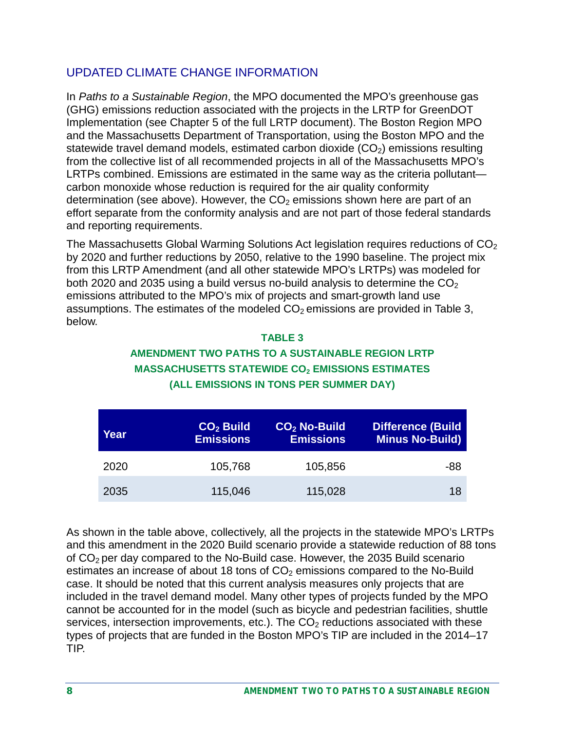## UPDATED CLIMATE CHANGE INFORMATION

In *Paths to a Sustainable Region*, the MPO documented the MPO's greenhouse gas (GHG) emissions reduction associated with the projects in the LRTP for GreenDOT Implementation (see Chapter 5 of the full LRTP document). The Boston Region MPO and the Massachusetts Department of Transportation, using the Boston MPO and the statewide travel demand models, estimated carbon dioxide ($CO_2$) emissions resulting from the collective list of all recommended projects in all of the Massachusetts MPO's LRTPs combined. Emissions are estimated in the same way as the criteria pollutant—carbon monoxide whose reduction is required for the air quality conformity determination (see above). However, the $CO_2$ emissions shown here are part of an effort separate from the conformity analysis and are not part of those federal standards and reporting requirements.

The Massachusetts Global Warming Solutions Act legislation requires reductions of $CO_2$ by 2020 and further reductions by 2050, relative to the 1990 baseline. The project mix from this LRTP Amendment (and all other statewide MPO's LRTPs) was modeled for both 2020 and 2035 using a build versus no-build analysis to determine the $CO_2$ emissions attributed to the MPO's mix of projects and smart-growth land use assumptions. The estimates of the modeled $CO_2$ emissions are provided in Table 3, below.

**TABLE 3**
**AMENDMENT TWO PATHS TO A SUSTAINABLE REGION LRTP**
**MASSACHUSETTS STATEWIDE $CO_2$ EMISSIONS ESTIMATES**
**(ALL EMISSIONS IN TONS PER SUMMER DAY)**

| Year | $CO_2$ Build Emissions | $CO_2$ No-Build Emissions | Difference (Build Minus No-Build) |
|---|---|---|---|
| 2020 | 105,768 | 105,856 | -88 |
| 2035 | 115,046 | 115,028 | 18 |

As shown in the table above, collectively, all the projects in the statewide MPO's LRTPs and this amendment in the 2020 Build scenario provide a statewide reduction of 88 tons of $CO_2$ per day compared to the No-Build case. However, the 2035 Build scenario estimates an increase of about 18 tons of $CO_2$ emissions compared to the No-Build case. It should be noted that this current analysis measures only projects that are included in the travel demand model. Many other types of projects funded by the MPO cannot be accounted for in the model (such as bicycle and pedestrian facilities, shuttle services, intersection improvements, etc.). The $CO_2$ reductions associated with these types of projects that are funded in the Boston MPO's TIP are included in the 2014–17 TIP.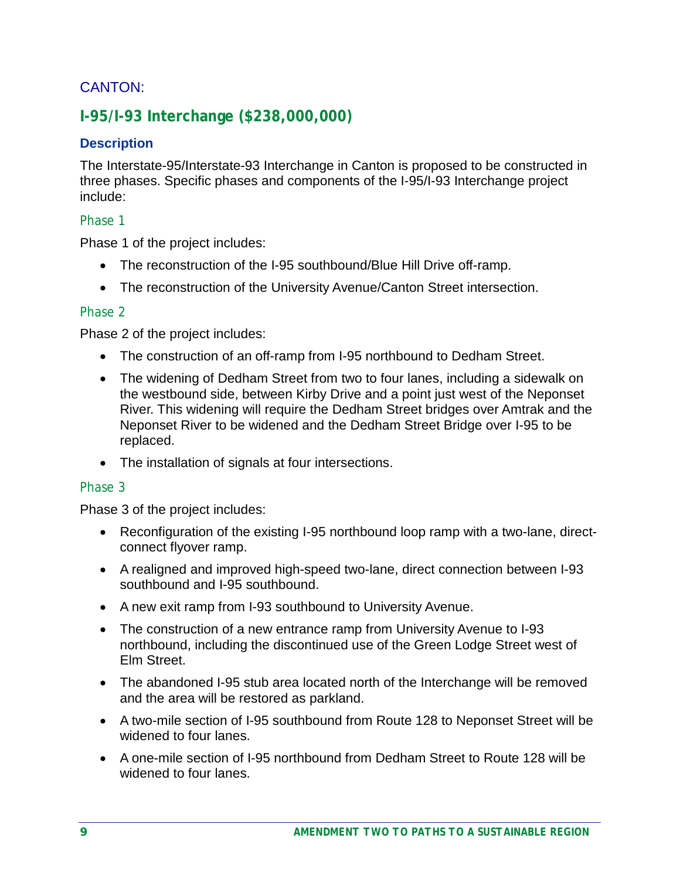## CANTON:

## I-95/I-93 Interchange ($238,000,000)

### Description

The Interstate-95/Interstate-93 Interchange in Canton is proposed to be constructed in three phases. Specific phases and components of the I-95/I-93 Interchange project include:

#### Phase 1

Phase 1 of the project includes:

- The reconstruction of the I-95 southbound/Blue Hill Drive off-ramp.
- The reconstruction of the University Avenue/Canton Street intersection.

#### Phase 2

Phase 2 of the project includes:

- The construction of an off-ramp from I-95 northbound to Dedham Street.
- The widening of Dedham Street from two to four lanes, including a sidewalk on the westbound side, between Kirby Drive and a point just west of the Neponset River. This widening will require the Dedham Street bridges over Amtrak and the Neponset River to be widened and the Dedham Street Bridge over I-95 to be replaced.
- The installation of signals at four intersections.

#### Phase 3

Phase 3 of the project includes:

- Reconfiguration of the existing I-95 northbound loop ramp with a two-lane, direct-connect flyover ramp.
- A realigned and improved high-speed two-lane, direct connection between I-93 southbound and I-95 southbound.
- A new exit ramp from I-93 southbound to University Avenue.
- The construction of a new entrance ramp from University Avenue to I-93 northbound, including the discontinued use of the Green Lodge Street west of Elm Street.
- The abandoned I-95 stub area located north of the Interchange will be removed and the area will be restored as parkland.
- A two-mile section of I-95 southbound from Route 128 to Neponset Street will be widened to four lanes.
- A one-mile section of I-95 northbound from Dedham Street to Route 128 will be widened to four lanes.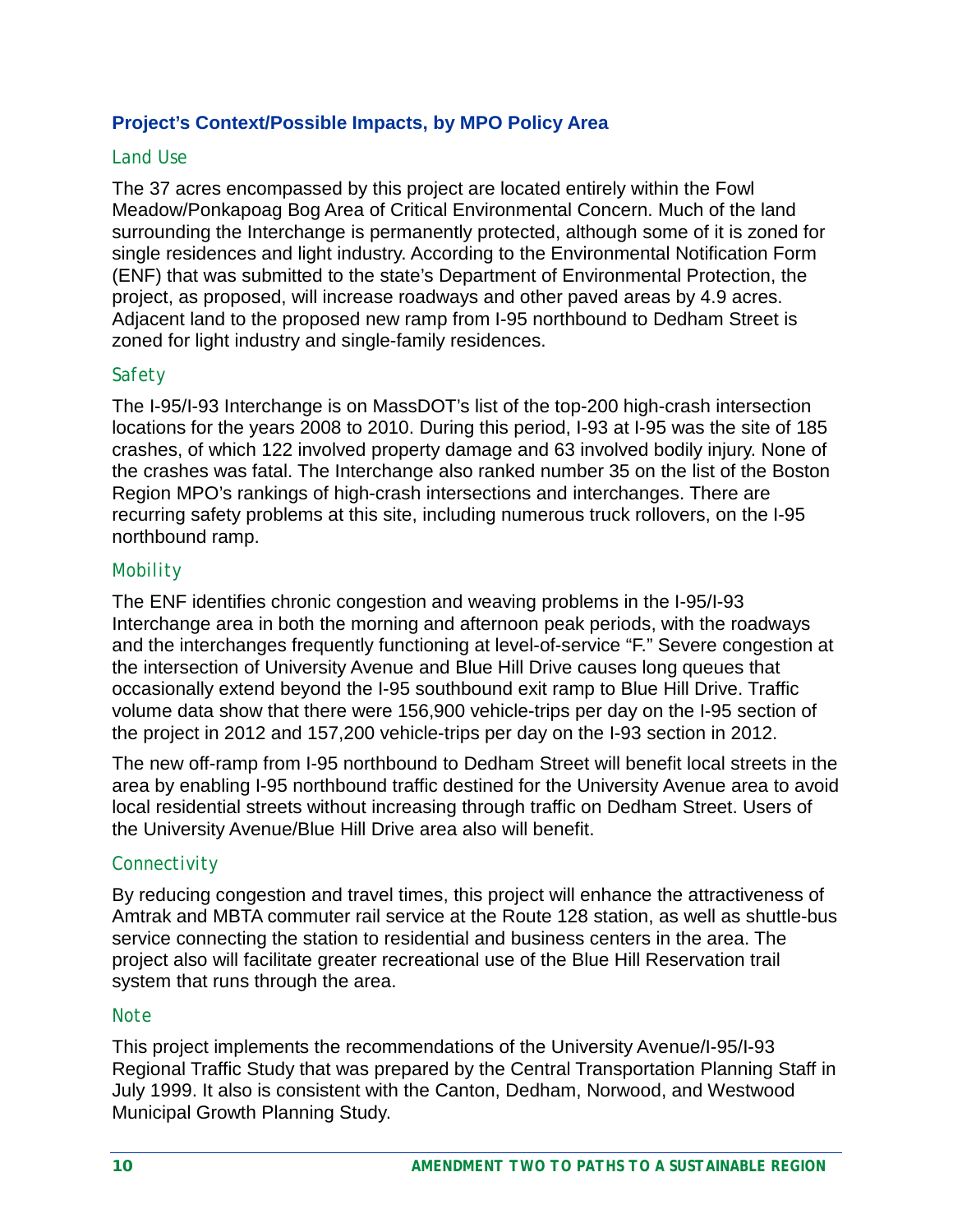## Project's Context/Possible Impacts, by MPO Policy Area

### Land Use

The 37 acres encompassed by this project are located entirely within the Fowl Meadow/Ponkapoag Bog Area of Critical Environmental Concern. Much of the land surrounding the Interchange is permanently protected, although some of it is zoned for single residences and light industry. According to the Environmental Notification Form (ENF) that was submitted to the state's Department of Environmental Protection, the project, as proposed, will increase roadways and other paved areas by 4.9 acres. Adjacent land to the proposed new ramp from I-95 northbound to Dedham Street is zoned for light industry and single-family residences.

### Safety

The I-95/I-93 Interchange is on MassDOT's list of the top-200 high-crash intersection locations for the years 2008 to 2010. During this period, I-93 at I-95 was the site of 185 crashes, of which 122 involved property damage and 63 involved bodily injury. None of the crashes was fatal. The Interchange also ranked number 35 on the list of the Boston Region MPO's rankings of high-crash intersections and interchanges. There are recurring safety problems at this site, including numerous truck rollovers, on the I-95 northbound ramp.

### Mobility

The ENF identifies chronic congestion and weaving problems in the I-95/I-93 Interchange area in both the morning and afternoon peak periods, with the roadways and the interchanges frequently functioning at level-of-service "F." Severe congestion at the intersection of University Avenue and Blue Hill Drive causes long queues that occasionally extend beyond the I-95 southbound exit ramp to Blue Hill Drive. Traffic volume data show that there were 156,900 vehicle-trips per day on the I-95 section of the project in 2012 and 157,200 vehicle-trips per day on the I-93 section in 2012.

The new off-ramp from I-95 northbound to Dedham Street will benefit local streets in the area by enabling I-95 northbound traffic destined for the University Avenue area to avoid local residential streets without increasing through traffic on Dedham Street. Users of the University Avenue/Blue Hill Drive area also will benefit.

### Connectivity

By reducing congestion and travel times, this project will enhance the attractiveness of Amtrak and MBTA commuter rail service at the Route 128 station, as well as shuttle-bus service connecting the station to residential and business centers in the area. The project also will facilitate greater recreational use of the Blue Hill Reservation trail system that runs through the area.

### Note

This project implements the recommendations of the University Avenue/I-95/I-93 Regional Traffic Study that was prepared by the Central Transportation Planning Staff in July 1999. It also is consistent with the Canton, Dedham, Norwood, and Westwood Municipal Growth Planning Study.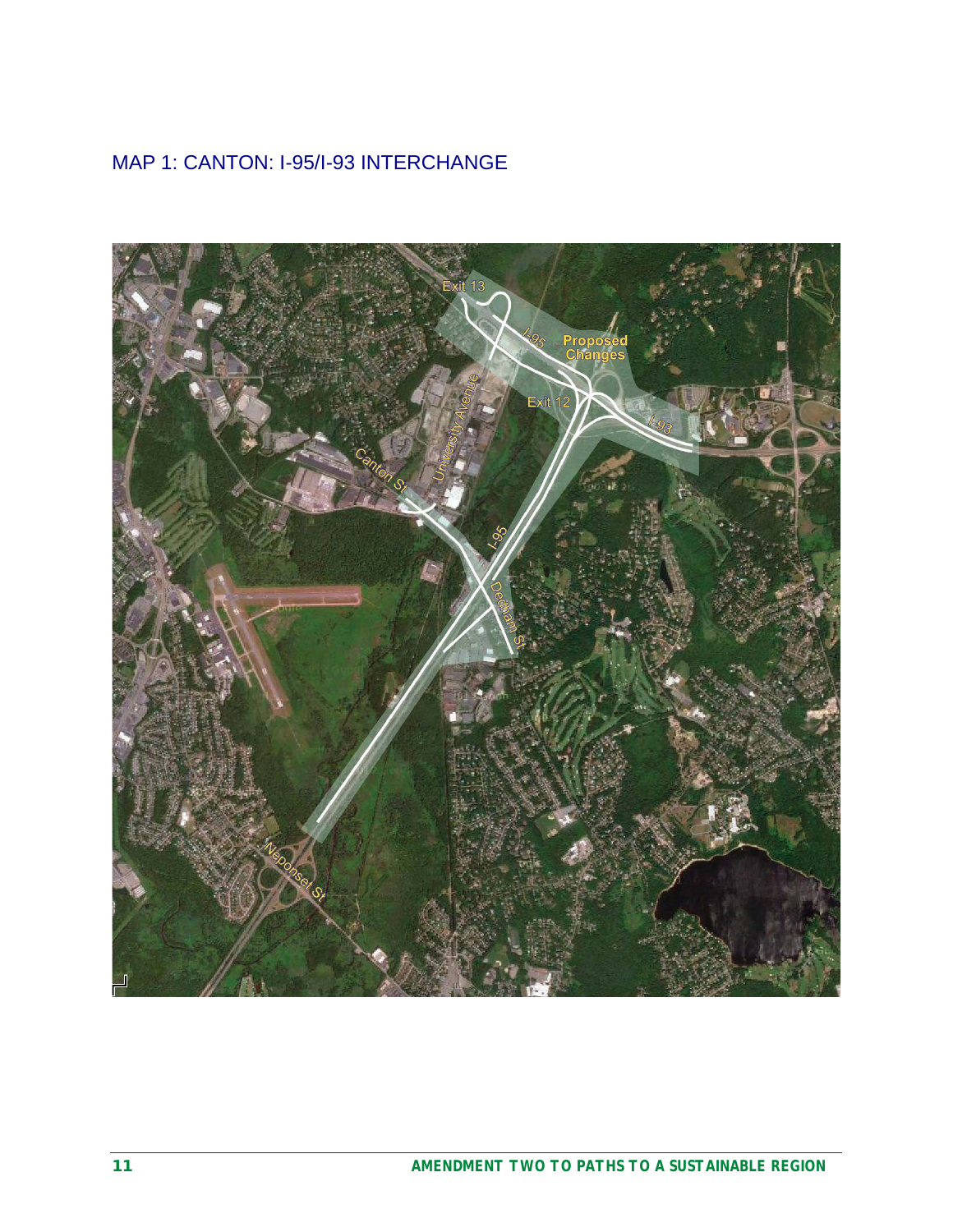## MAP 1: CANTON: I-95/I-93 INTERCHANGE

Exit 13

I-95

Proposed Changes

University Avenue

Exit 12

I-93

Canton St

I-95

Dedham St

Neponset St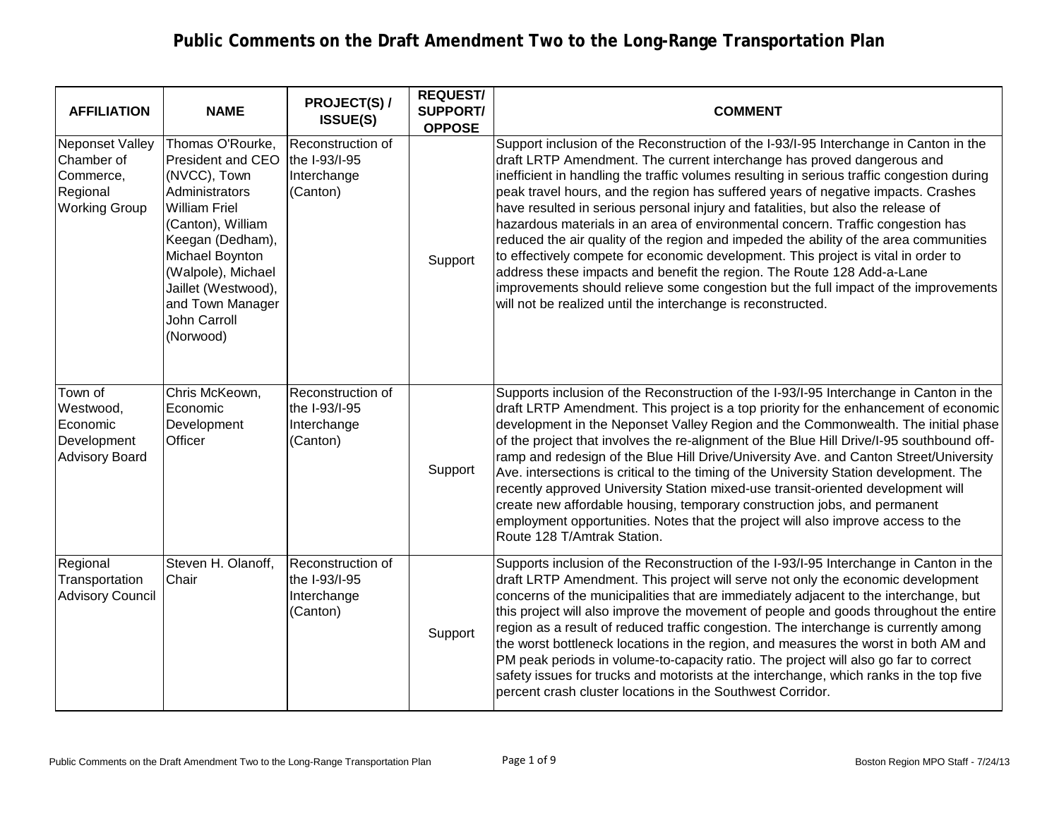# Public Comments on the Draft Amendment Two to the Long-Range Transportation Plan

| AFFILIATION | NAME | PROJECT(S) / ISSUE(S) | REQUEST/ SUPPORT/ OPPOSE | COMMENT |
|---|---|---|---|---|
| Neponset Valley Chamber of Commerce, Regional Working Group | Thomas O'Rourke, President and CEO (NVCC), Town Administrators William Friel (Canton), William Keegan (Dedham), Michael Boynton (Walpole), Michael Jaillet (Westwood), and Town Manager John Carroll (Norwood) | Reconstruction of the I-93/I-95 Interchange (Canton) | Support | Support inclusion of the Reconstruction of the I-93/I-95 Interchange in Canton in the draft LRTP Amendment. The current interchange has proved dangerous and inefficient in handling the traffic volumes resulting in serious traffic congestion during peak travel hours, and the region has suffered years of negative impacts. Crashes have resulted in serious personal injury and fatalities, but also the release of hazardous materials in an area of environmental concern. Traffic congestion has reduced the air quality of the region and impeded the ability of the area communities to effectively compete for economic development. This project is vital in order to address these impacts and benefit the region. The Route 128 Add-a-Lane improvements should relieve some congestion but the full impact of the improvements will not be realized until the interchange is reconstructed. |
| Town of Westwood, Economic Development Advisory Board | Chris McKeown, Economic Development Officer | Reconstruction of the I-93/I-95 Interchange (Canton) | Support | Supports inclusion of the Reconstruction of the I-93/I-95 Interchange in Canton in the draft LRTP Amendment. This project is a top priority for the enhancement of economic development in the Neponset Valley Region and the Commonwealth. The initial phase of the project that involves the re-alignment of the Blue Hill Drive/I-95 southbound off-ramp and redesign of the Blue Hill Drive/University Ave. and Canton Street/University Ave. intersections is critical to the timing of the University Station development. The recently approved University Station mixed-use transit-oriented development will create new affordable housing, temporary construction jobs, and permanent employment opportunities. Notes that the project will also improve access to the Route 128 T/Amtrak Station. |
| Regional Transportation Advisory Council | Steven H. Olanoff, Chair | Reconstruction of the I-93/I-95 Interchange (Canton) | Support | Supports inclusion of the Reconstruction of the I-93/I-95 Interchange in Canton in the draft LRTP Amendment. This project will serve not only the economic development concerns of the municipalities that are immediately adjacent to the interchange, but this project will also improve the movement of people and goods throughout the entire region as a result of reduced traffic congestion. The interchange is currently among the worst bottleneck locations in the region, and measures the worst in both AM and PM peak periods in volume-to-capacity ratio. The project will also go far to correct safety issues for trucks and motorists at the interchange, which ranks in the top five percent crash cluster locations in the Southwest Corridor. |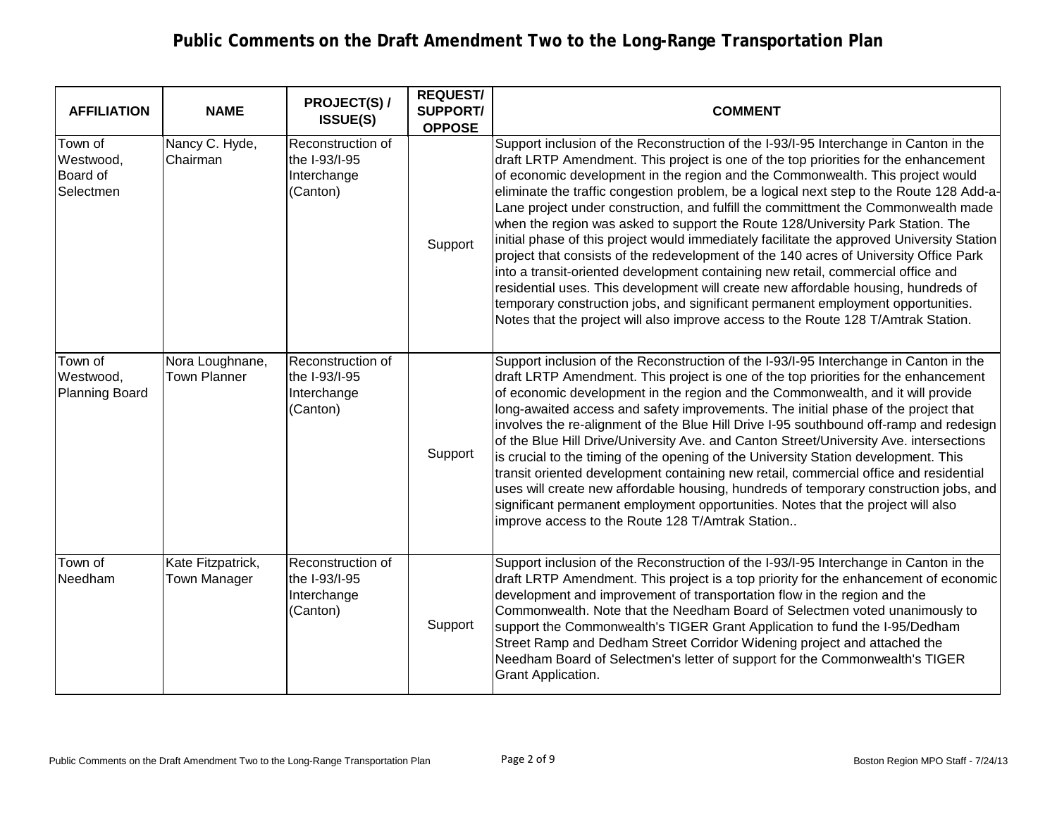# Public Comments on the Draft Amendment Two to the Long-Range Transportation Plan

| AFFILIATION | NAME | PROJECT(S) / ISSUE(S) | REQUEST/ SUPPORT/ OPPOSE | COMMENT |
|---|---|---|---|---|
| Town of Westwood, Board of Selectmen | Nancy C. Hyde, Chairman | Reconstruction of the I-93/I-95 Interchange (Canton) | Support | Support inclusion of the Reconstruction of the I-93/I-95 Interchange in Canton in the draft LRTP Amendment. This project is one of the top priorities for the enhancement of economic development in the region and the Commonwealth. This project would eliminate the traffic congestion problem, be a logical next step to the Route 128 Add-a-Lane project under construction, and fulfill the committment the Commonwealth made when the region was asked to support the Route 128/University Park Station. The initial phase of this project would immediately facilitate the approved University Station project that consists of the redevelopment of the 140 acres of University Office Park into a transit-oriented development containing new retail, commercial office and residential uses. This development will create new affordable housing, hundreds of temporary construction jobs, and significant permanent employment opportunities. Notes that the project will also improve access to the Route 128 T/Amtrak Station. |
| Town of Westwood, Planning Board | Nora Loughnane, Town Planner | Reconstruction of the I-93/I-95 Interchange (Canton) | Support | Support inclusion of the Reconstruction of the I-93/I-95 Interchange in Canton in the draft LRTP Amendment. This project is one of the top priorities for the enhancement of economic development in the region and the Commonwealth, and it will provide long-awaited access and safety improvements. The initial phase of the project that involves the re-alignment of the Blue Hill Drive I-95 southbound off-ramp and redesign of the Blue Hill Drive/University Ave. and Canton Street/University Ave. intersections is crucial to the timing of the opening of the University Station development. This transit oriented development containing new retail, commercial office and residential uses will create new affordable housing, hundreds of temporary construction jobs, and significant permanent employment opportunities. Notes that the project will also improve access to the Route 128 T/Amtrak Station.. |
| Town of Needham | Kate Fitzpatrick, Town Manager | Reconstruction of the I-93/I-95 Interchange (Canton) | Support | Support inclusion of the Reconstruction of the I-93/I-95 Interchange in Canton in the draft LRTP Amendment. This project is a top priority for the enhancement of economic development and improvement of transportation flow in the region and the Commonwealth. Note that the Needham Board of Selectmen voted unanimously to support the Commonwealth's TIGER Grant Application to fund the I-95/Dedham Street Ramp and Dedham Street Corridor Widening project and attached the Needham Board of Selectmen's letter of support for the Commonwealth's TIGER Grant Application. |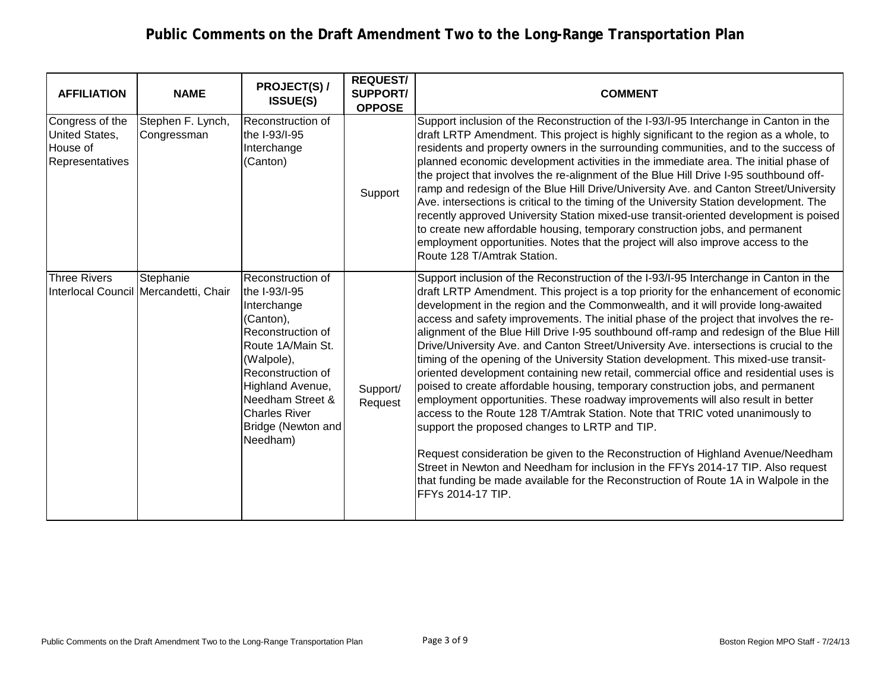# Public Comments on the Draft Amendment Two to the Long-Range Transportation Plan

| AFFILIATION | NAME | PROJECT(S) / ISSUE(S) | REQUEST/ SUPPORT/ OPPOSE | COMMENT |
|---|---|---|---|---|
| Congress of the United States, House of Representatives | Stephen F. Lynch, Congressman | Reconstruction of the I-93/I-95 Interchange (Canton) | Support | Support inclusion of the Reconstruction of the I-93/I-95 Interchange in Canton in the draft LRTP Amendment. This project is highly significant to the region as a whole, to residents and property owners in the surrounding communities, and to the success of planned economic development activities in the immediate area. The initial phase of the project that involves the re-alignment of the Blue Hill Drive I-95 southbound off-ramp and redesign of the Blue Hill Drive/University Ave. and Canton Street/University Ave. intersections is critical to the timing of the University Station development. The recently approved University Station mixed-use transit-oriented development is poised to create new affordable housing, temporary construction jobs, and permanent employment opportunities. Notes that the project will also improve access to the Route 128 T/Amtrak Station. |
| Three Rivers Interlocal Council | Stephanie Mercandetti, Chair | Reconstruction of the I-93/I-95 Interchange (Canton), Reconstruction of Route 1A/Main St. (Walpole), Reconstruction of Highland Avenue, Needham Street & Charles River Bridge (Newton and Needham) | Support/ Request | Support inclusion of the Reconstruction of the I-93/I-95 Interchange in Canton in the draft LRTP Amendment. This project is a top priority for the enhancement of economic development in the region and the Commonwealth, and it will provide long-awaited access and safety improvements. The initial phase of the project that involves the re-alignment of the Blue Hill Drive I-95 southbound off-ramp and redesign of the Blue Hill Drive/University Ave. and Canton Street/University Ave. intersections is crucial to the timing of the opening of the University Station development. This mixed-use transit-oriented development containing new retail, commercial office and residential uses is poised to create affordable housing, temporary construction jobs, and permanent employment opportunities. These roadway improvements will also result in better access to the Route 128 T/Amtrak Station. Note that TRIC voted unanimously to support the proposed changes to LRTP and TIP.<br><br>Request consideration be given to the Reconstruction of Highland Avenue/Needham Street in Newton and Needham for inclusion in the FFYs 2014-17 TIP. Also request that funding be made available for the Reconstruction of Route 1A in Walpole in the FFYs 2014-17 TIP. |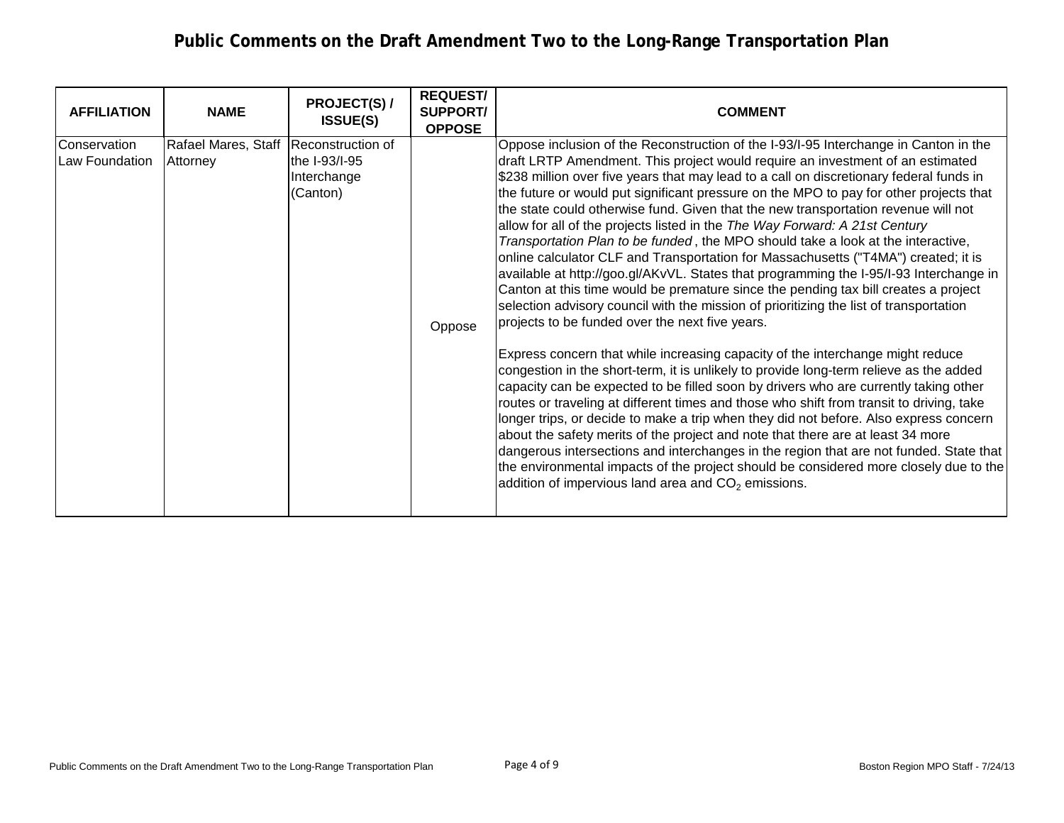# Public Comments on the Draft Amendment Two to the Long-Range Transportation Plan

| AFFILIATION | NAME | PROJECT(S) / ISSUE(S) | REQUEST/ SUPPORT/ OPPOSE | COMMENT |
|---|---|---|---|---|
| Conservation Law Foundation | Rafael Mares, Staff Attorney | Reconstruction of the I-93/I-95 Interchange (Canton) | Oppose | Oppose inclusion of the Reconstruction of the I-93/I-95 Interchange in Canton in the draft LRTP Amendment. This project would require an investment of an estimated $238 million over five years that may lead to a call on discretionary federal funds in the future or would put significant pressure on the MPO to pay for other projects that the state could otherwise fund. Given that the new transportation revenue will not allow for all of the projects listed in the *The Way Forward: A 21st Century Transportation Plan to be funded*, the MPO should take a look at the interactive, online calculator CLF and Transportation for Massachusetts ("T4MA") created; it is available at http://goo.gl/AKvVL. States that programming the I-95/I-93 Interchange in Canton at this time would be premature since the pending tax bill creates a project selection advisory council with the mission of prioritizing the list of transportation projects to be funded over the next five years.<br><br>Express concern that while increasing capacity of the interchange might reduce congestion in the short-term, it is unlikely to provide long-term relieve as the added capacity can be expected to be filled soon by drivers who are currently taking other routes or traveling at different times and those who shift from transit to driving, take longer trips, or decide to make a trip when they did not before. Also express concern about the safety merits of the project and note that there are at least 34 more dangerous intersections and interchanges in the region that are not funded. State that the environmental impacts of the project should be considered more closely due to the addition of impervious land area and $CO_2$ emissions. |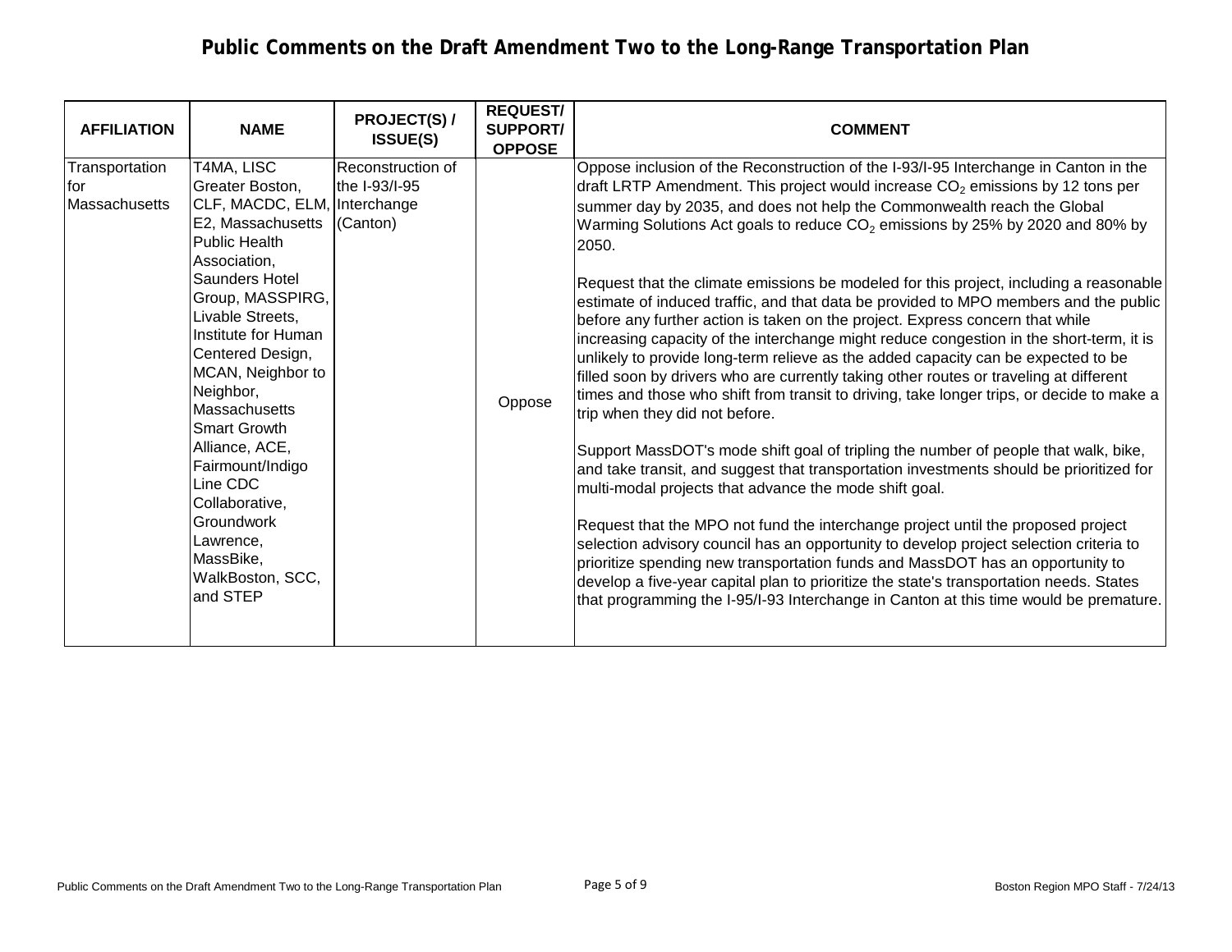# Public Comments on the Draft Amendment Two to the Long-Range Transportation Plan

| AFFILIATION | NAME | PROJECT(S) / ISSUE(S) | REQUEST/ SUPPORT/ OPPOSE | COMMENT |
|---|---|---|---|---|
| Transportation for Massachusetts | T4MA, LISC Greater Boston, CLF, MACDC, ELM, E2, Massachusetts Public Health Association, Saunders Hotel Group, MASSPIRG, Livable Streets, Institute for Human Centered Design, MCAN, Neighbor to Neighbor, Massachusetts Smart Growth Alliance, ACE, Fairmount/Indigo Line CDC Collaborative, Groundwork Lawrence, MassBike, WalkBoston, SCC, and STEP | Reconstruction of the I-93/I-95 Interchange (Canton) | Oppose | Oppose inclusion of the Reconstruction of the I-93/I-95 Interchange in Canton in the draft LRTP Amendment. This project would increase $CO_2$ emissions by 12 tons per summer day by 2035, and does not help the Commonwealth reach the Global Warming Solutions Act goals to reduce $CO_2$ emissions by 25% by 2020 and 80% by 2050.<br><br>Request that the climate emissions be modeled for this project, including a reasonable estimate of induced traffic, and that data be provided to MPO members and the public before any further action is taken on the project. Express concern that while increasing capacity of the interchange might reduce congestion in the short-term, it is unlikely to provide long-term relieve as the added capacity can be expected to be filled soon by drivers who are currently taking other routes or traveling at different times and those who shift from transit to driving, take longer trips, or decide to make a trip when they did not before.<br><br>Support MassDOT's mode shift goal of tripling the number of people that walk, bike, and take transit, and suggest that transportation investments should be prioritized for multi-modal projects that advance the mode shift goal.<br><br>Request that the MPO not fund the interchange project until the proposed project selection advisory council has an opportunity to develop project selection criteria to prioritize spending new transportation funds and MassDOT has an opportunity to develop a five-year capital plan to prioritize the state's transportation needs. States that programming the I-95/I-93 Interchange in Canton at this time would be premature. |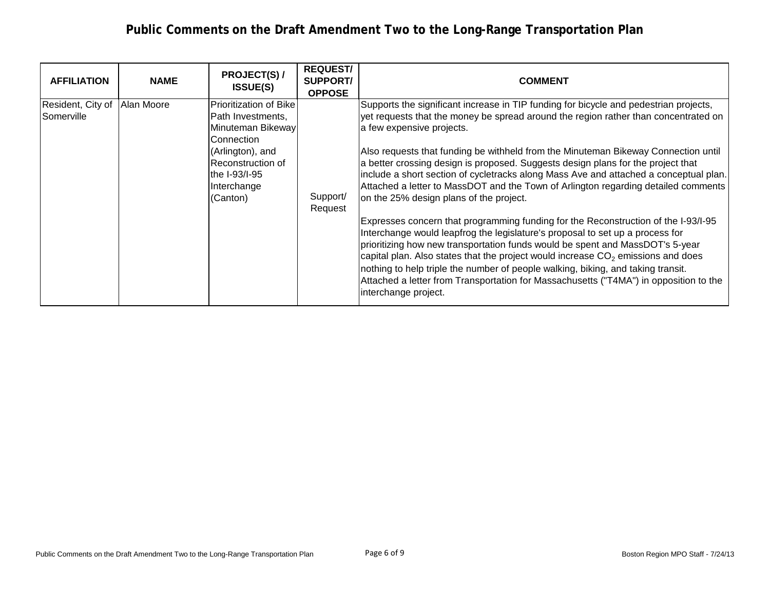# Public Comments on the Draft Amendment Two to the Long-Range Transportation Plan

| AFFILIATION | NAME | PROJECT(S) / ISSUE(S) | REQUEST/ SUPPORT/ OPPOSE | COMMENT |
|---|---|---|---|---|
| Resident, City of Somerville | Alan Moore | Prioritization of Bike Path Investments, Minuteman Bikeway Connection (Arlington), and Reconstruction of the I-93/I-95 Interchange (Canton) | Support/ Request | Supports the significant increase in TIP funding for bicycle and pedestrian projects, yet requests that the money be spread around the region rather than concentrated on a few expensive projects.<br><br>Also requests that funding be withheld from the Minuteman Bikeway Connection until a better crossing design is proposed. Suggests design plans for the project that include a short section of cycletracks along Mass Ave and attached a conceptual plan. Attached a letter to MassDOT and the Town of Arlington regarding detailed comments on the 25% design plans of the project.<br><br>Expresses concern that programming funding for the Reconstruction of the I-93/I-95 Interchange would leapfrog the legislature's proposal to set up a process for prioritizing how new transportation funds would be spent and MassDOT's 5-year capital plan. Also states that the project would increase $CO_2$ emissions and does nothing to help triple the number of people walking, biking, and taking transit. Attached a letter from Transportation for Massachusetts ("T4MA") in opposition to the interchange project. |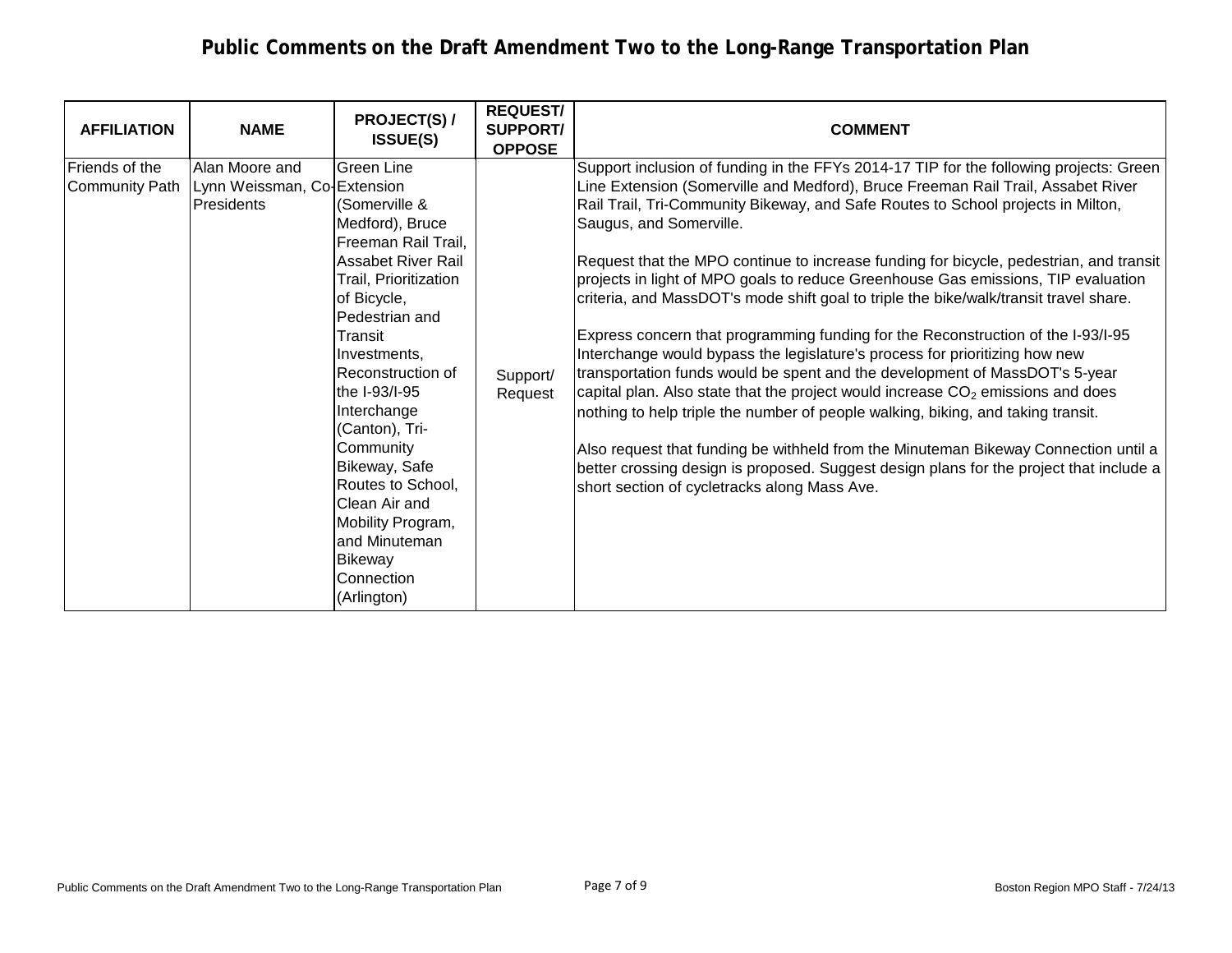# Public Comments on the Draft Amendment Two to the Long-Range Transportation Plan

| AFFILIATION | NAME | PROJECT(S) / ISSUE(S) | REQUEST/ SUPPORT/ OPPOSE | COMMENT |
|---|---|---|---|---|
| Friends of the Community Path | Alan Moore and Lynn Weissman, Co-Presidents | Green Line Extension (Somerville & Medford), Bruce Freeman Rail Trail, Assabet River Rail Trail, Prioritization of Bicycle, Pedestrian and Transit Investments, Reconstruction of the I-93/I-95 Interchange (Canton), Tri-Community Bikeway, Safe Routes to School, Clean Air and Mobility Program, and Minuteman Bikeway Connection (Arlington) | Support/ Request | Support inclusion of funding in the FFYs 2014-17 TIP for the following projects: Green Line Extension (Somerville and Medford), Bruce Freeman Rail Trail, Assabet River Rail Trail, Tri-Community Bikeway, and Safe Routes to School projects in Milton, Saugus, and Somerville.<br><br>Request that the MPO continue to increase funding for bicycle, pedestrian, and transit projects in light of MPO goals to reduce Greenhouse Gas emissions, TIP evaluation criteria, and MassDOT's mode shift goal to triple the bike/walk/transit travel share.<br><br>Express concern that programming funding for the Reconstruction of the I-93/I-95 Interchange would bypass the legislature's process for prioritizing how new transportation funds would be spent and the development of MassDOT's 5-year capital plan. Also state that the project would increase $CO_2$ emissions and does nothing to help triple the number of people walking, biking, and taking transit.<br><br>Also request that funding be withheld from the Minuteman Bikeway Connection until a better crossing design is proposed. Suggest design plans for the project that include a short section of cycletracks along Mass Ave. |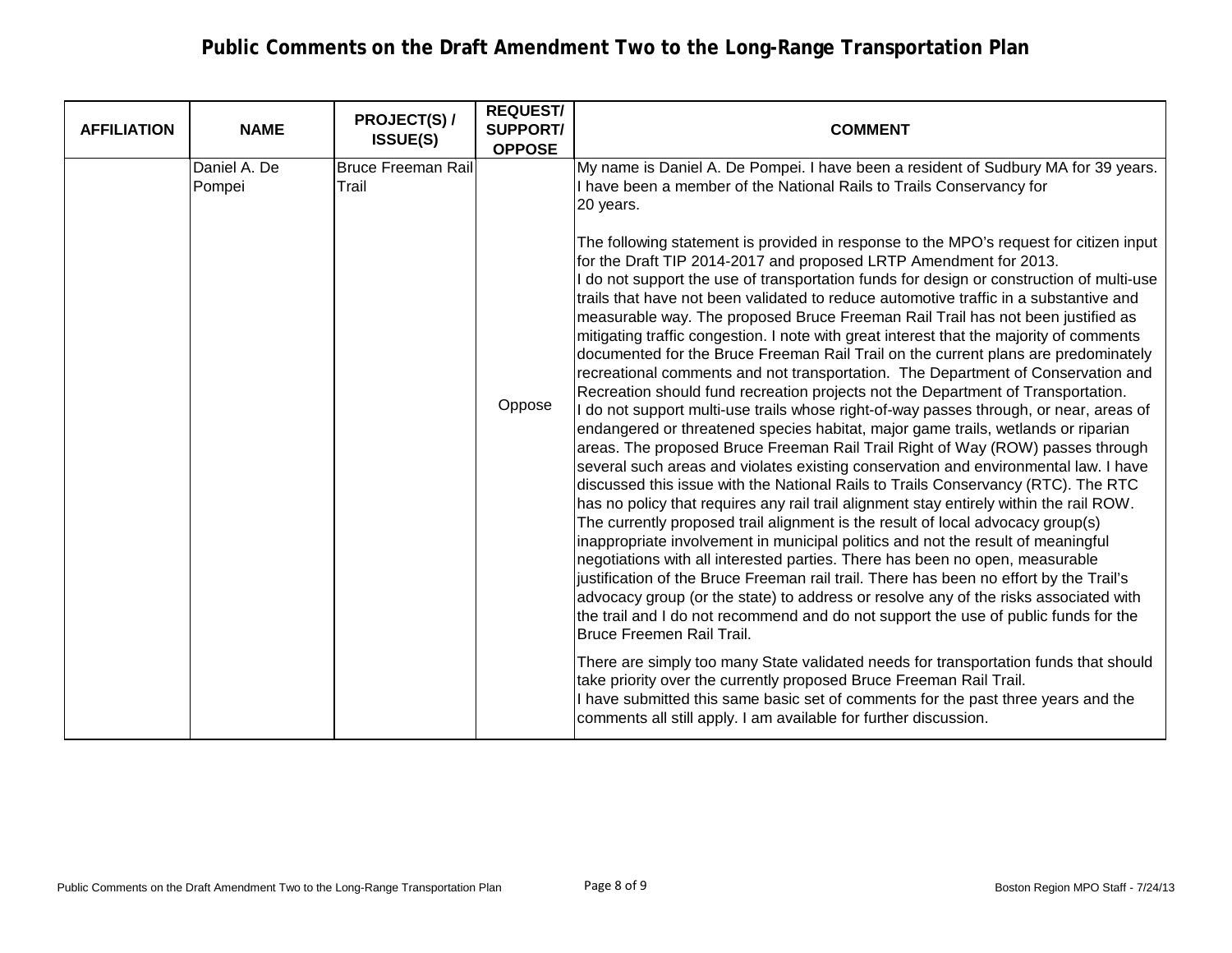# Public Comments on the Draft Amendment Two to the Long-Range Transportation Plan

| AFFILIATION | NAME | PROJECT(S) / ISSUE(S) | REQUEST/ SUPPORT/ OPPOSE | COMMENT |
|---|---|---|---|---|
| | Daniel A. De Pompei | Bruce Freeman Rail Trail | Oppose | My name is Daniel A. De Pompei. I have been a resident of Sudbury MA for 39 years. I have been a member of the National Rails to Trails Conservancy for 20 years.<br><br>The following statement is provided in response to the MPO's request for citizen input for the Draft TIP 2014-2017 and proposed LRTP Amendment for 2013.<br>I do not support the use of transportation funds for design or construction of multi-use trails that have not been validated to reduce automotive traffic in a substantive and measurable way. The proposed Bruce Freeman Rail Trail has not been justified as mitigating traffic congestion. I note with great interest that the majority of comments documented for the Bruce Freeman Rail Trail on the current plans are predominately recreational comments and not transportation. The Department of Conservation and Recreation should fund recreation projects not the Department of Transportation.<br>I do not support multi-use trails whose right-of-way passes through, or near, areas of endangered or threatened species habitat, major game trails, wetlands or riparian areas. The proposed Bruce Freeman Rail Trail Right of Way (ROW) passes through several such areas and violates existing conservation and environmental law. I have discussed this issue with the National Rails to Trails Conservancy (RTC). The RTC has no policy that requires any rail trail alignment stay entirely within the rail ROW. The currently proposed trail alignment is the result of local advocacy group(s) inappropriate involvement in municipal politics and not the result of meaningful negotiations with all interested parties. There has been no open, measurable justification of the Bruce Freeman rail trail. There has been no effort by the Trail's advocacy group (or the state) to address or resolve any of the risks associated with the trail and I do not recommend and do not support the use of public funds for the Bruce Freemen Rail Trail.<br><br>There are simply too many State validated needs for transportation funds that should take priority over the currently proposed Bruce Freeman Rail Trail.<br>I have submitted this same basic set of comments for the past three years and the comments all still apply. I am available for further discussion. |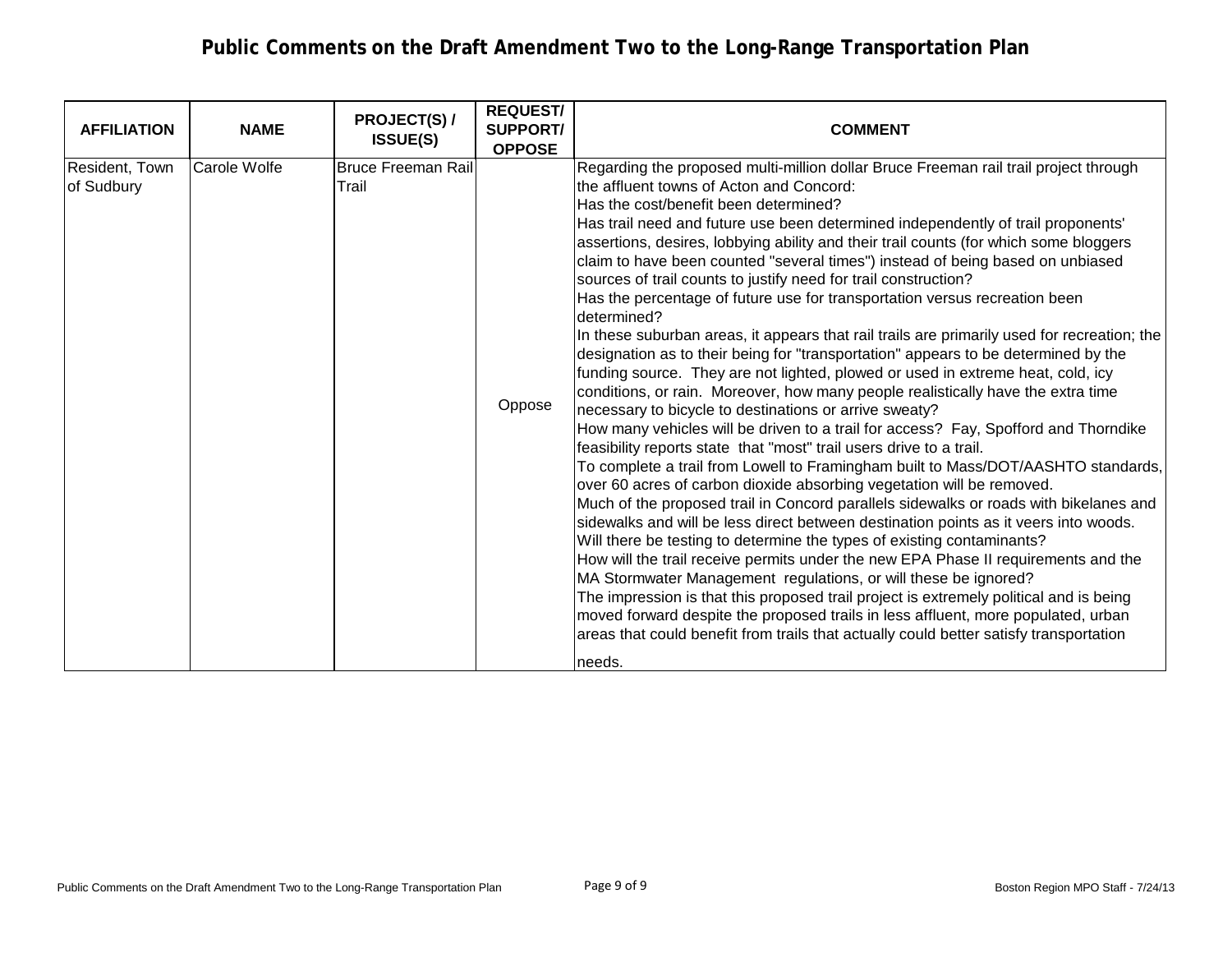# Public Comments on the Draft Amendment Two to the Long-Range Transportation Plan

| AFFILIATION | NAME | PROJECT(S) / ISSUE(S) | REQUEST/ SUPPORT/ OPPOSE | COMMENT |
|---|---|---|---|---|
| Resident, Town of Sudbury | Carole Wolfe | Bruce Freeman Rail Trail | Oppose | Regarding the proposed multi-million dollar Bruce Freeman rail trail project through the affluent towns of Acton and Concord:<br>Has the cost/benefit been determined?<br>Has trail need and future use been determined independently of trail proponents' assertions, desires, lobbying ability and their trail counts (for which some bloggers claim to have been counted "several times") instead of being based on unbiased sources of trail counts to justify need for trail construction?<br>Has the percentage of future use for transportation versus recreation been determined?<br>In these suburban areas, it appears that rail trails are primarily used for recreation; the designation as to their being for "transportation" appears to be determined by the funding source. They are not lighted, plowed or used in extreme heat, cold, icy conditions, or rain. Moreover, how many people realistically have the extra time necessary to bicycle to destinations or arrive sweaty?<br>How many vehicles will be driven to a trail for access? Fay, Spofford and Thorndike feasibility reports state that "most" trail users drive to a trail.<br>To complete a trail from Lowell to Framingham built to Mass/DOT/AASHTO standards, over 60 acres of carbon dioxide absorbing vegetation will be removed.<br>Much of the proposed trail in Concord parallels sidewalks or roads with bikelanes and sidewalks and will be less direct between destination points as it veers into woods.<br>Will there be testing to determine the types of existing contaminants?<br>How will the trail receive permits under the new EPA Phase II requirements and the MA Stormwater Management regulations, or will these be ignored?<br>The impression is that this proposed trail project is extremely political and is being moved forward despite the proposed trails in less affluent, more populated, urban areas that could benefit from trails that actually could better satisfy transportation needs. |